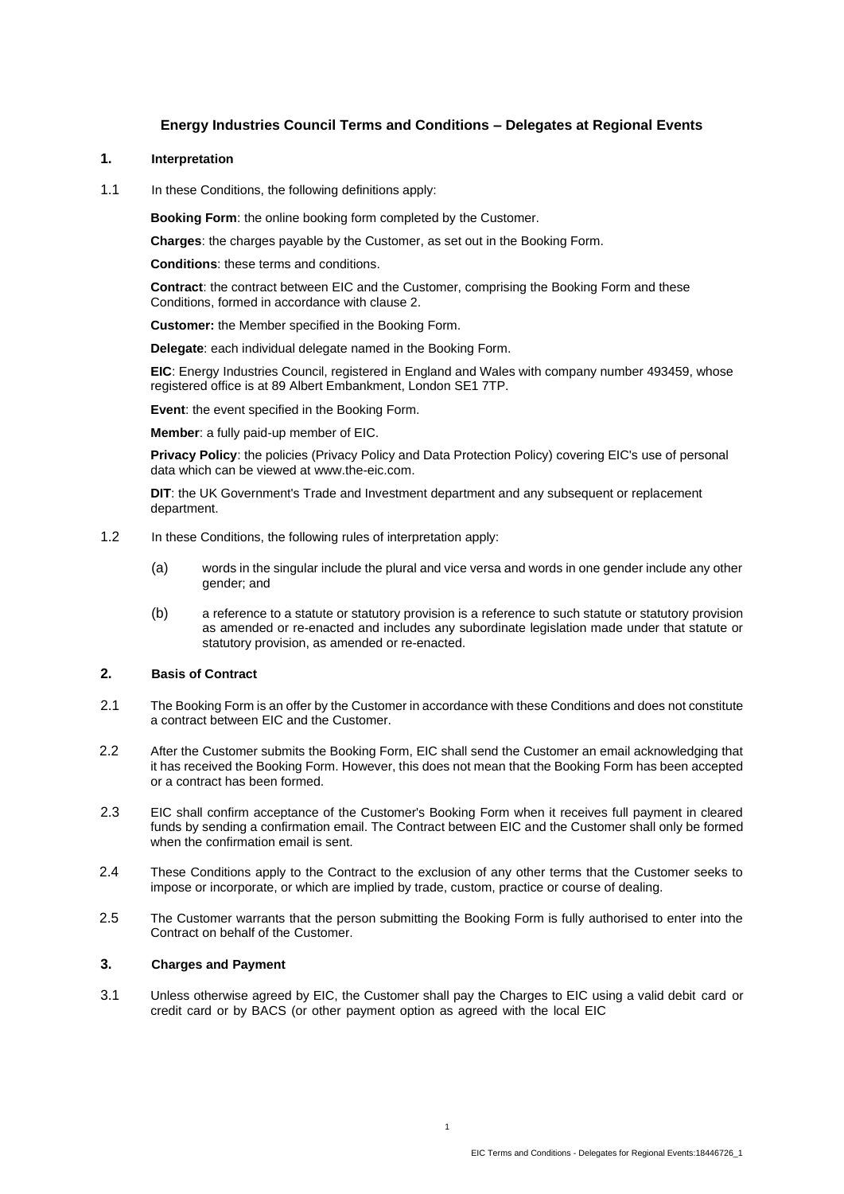# Energy Industries Council Terms and Conditions – Delegates at Regional Events

## 1. Interpretation

1.1 In these Conditions, the following definitions apply:

**Booking Form**: the online booking form completed by the Customer.

**Charges**: the charges payable by the Customer, as set out in the Booking Form.

**Conditions**: these terms and conditions.

**Contract**: the contract between EIC and the Customer, comprising the Booking Form and these Conditions, formed in accordance with clause 2.

**Customer:** the Member specified in the Booking Form.

**Delegate**: each individual delegate named in the Booking Form.

**EIC**: Energy Industries Council, registered in England and Wales with company number 493459, whose registered office is at 89 Albert Embankment, London SE1 7TP.

**Event**: the event specified in the Booking Form.

**Member**: a fully paid-up member of EIC.

**Privacy Policy**: the policies (Privacy Policy and Data Protection Policy) covering EIC's use of personal data which can be viewed at www.the-eic.com.

**DIT**: the UK Government's Trade and Investment department and any subsequent or replacement department.

1.2 In these Conditions, the following rules of interpretation apply:

(a) words in the singular include the plural and vice versa and words in one gender include any other gender; and

(b) a reference to a statute or statutory provision is a reference to such statute or statutory provision as amended or re-enacted and includes any subordinate legislation made under that statute or statutory provision, as amended or re-enacted.

## 2. Basis of Contract

2.1 The Booking Form is an offer by the Customer in accordance with these Conditions and does not constitute a contract between EIC and the Customer.

2.2 After the Customer submits the Booking Form, EIC shall send the Customer an email acknowledging that it has received the Booking Form. However, this does not mean that the Booking Form has been accepted or a contract has been formed.

2.3 EIC shall confirm acceptance of the Customer's Booking Form when it receives full payment in cleared funds by sending a confirmation email. The Contract between EIC and the Customer shall only be formed when the confirmation email is sent.

2.4 These Conditions apply to the Contract to the exclusion of any other terms that the Customer seeks to impose or incorporate, or which are implied by trade, custom, practice or course of dealing.

2.5 The Customer warrants that the person submitting the Booking Form is fully authorised to enter into the Contract on behalf of the Customer.

## 3. Charges and Payment

3.1 Unless otherwise agreed by EIC, the Customer shall pay the Charges to EIC using a valid debit card or credit card or by BACS (or other payment option as agreed with the local EIC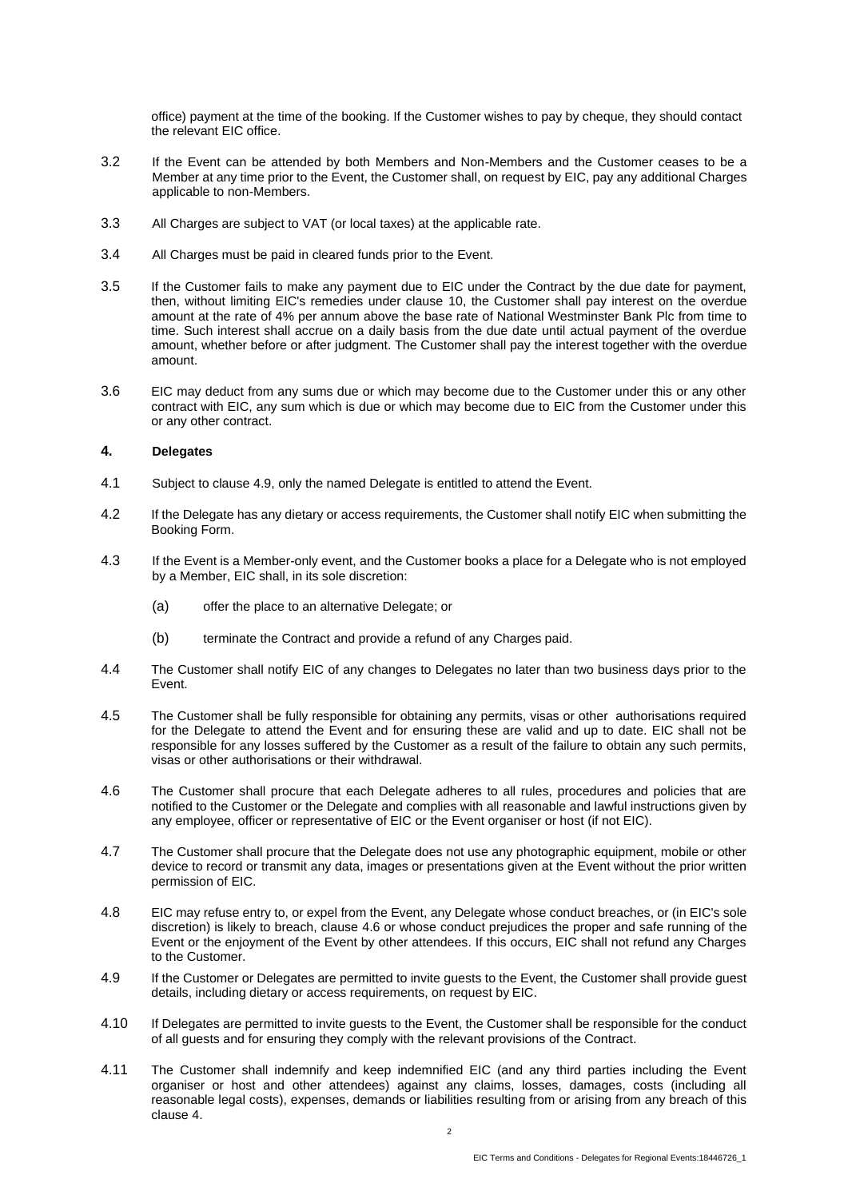office) payment at the time of the booking. If the Customer wishes to pay by cheque, they should contact the relevant EIC office.

3.2 If the Event can be attended by both Members and Non-Members and the Customer ceases to be a Member at any time prior to the Event, the Customer shall, on request by EIC, pay any additional Charges applicable to non-Members.

3.3 All Charges are subject to VAT (or local taxes) at the applicable rate.

3.4 All Charges must be paid in cleared funds prior to the Event.

3.5 If the Customer fails to make any payment due to EIC under the Contract by the due date for payment, then, without limiting EIC's remedies under clause 10, the Customer shall pay interest on the overdue amount at the rate of 4% per annum above the base rate of National Westminster Bank Plc from time to time. Such interest shall accrue on a daily basis from the due date until actual payment of the overdue amount, whether before or after judgment. The Customer shall pay the interest together with the overdue amount.

3.6 EIC may deduct from any sums due or which may become due to the Customer under this or any other contract with EIC, any sum which is due or which may become due to EIC from the Customer under this or any other contract.

## 4. Delegates

4.1 Subject to clause 4.9, only the named Delegate is entitled to attend the Event.

4.2 If the Delegate has any dietary or access requirements, the Customer shall notify EIC when submitting the Booking Form.

4.3 If the Event is a Member-only event, and the Customer books a place for a Delegate who is not employed by a Member, EIC shall, in its sole discretion:

(a) offer the place to an alternative Delegate; or

(b) terminate the Contract and provide a refund of any Charges paid.

4.4 The Customer shall notify EIC of any changes to Delegates no later than two business days prior to the Event.

4.5 The Customer shall be fully responsible for obtaining any permits, visas or other authorisations required for the Delegate to attend the Event and for ensuring these are valid and up to date. EIC shall not be responsible for any losses suffered by the Customer as a result of the failure to obtain any such permits, visas or other authorisations or their withdrawal.

4.6 The Customer shall procure that each Delegate adheres to all rules, procedures and policies that are notified to the Customer or the Delegate and complies with all reasonable and lawful instructions given by any employee, officer or representative of EIC or the Event organiser or host (if not EIC).

4.7 The Customer shall procure that the Delegate does not use any photographic equipment, mobile or other device to record or transmit any data, images or presentations given at the Event without the prior written permission of EIC.

4.8 EIC may refuse entry to, or expel from the Event, any Delegate whose conduct breaches, or (in EIC's sole discretion) is likely to breach, clause 4.6 or whose conduct prejudices the proper and safe running of the Event or the enjoyment of the Event by other attendees. If this occurs, EIC shall not refund any Charges to the Customer.

4.9 If the Customer or Delegates are permitted to invite guests to the Event, the Customer shall provide guest details, including dietary or access requirements, on request by EIC.

4.10 If Delegates are permitted to invite guests to the Event, the Customer shall be responsible for the conduct of all guests and for ensuring they comply with the relevant provisions of the Contract.

4.11 The Customer shall indemnify and keep indemnified EIC (and any third parties including the Event organiser or host and other attendees) against any claims, losses, damages, costs (including all reasonable legal costs), expenses, demands or liabilities resulting from or arising from any breach of this clause 4.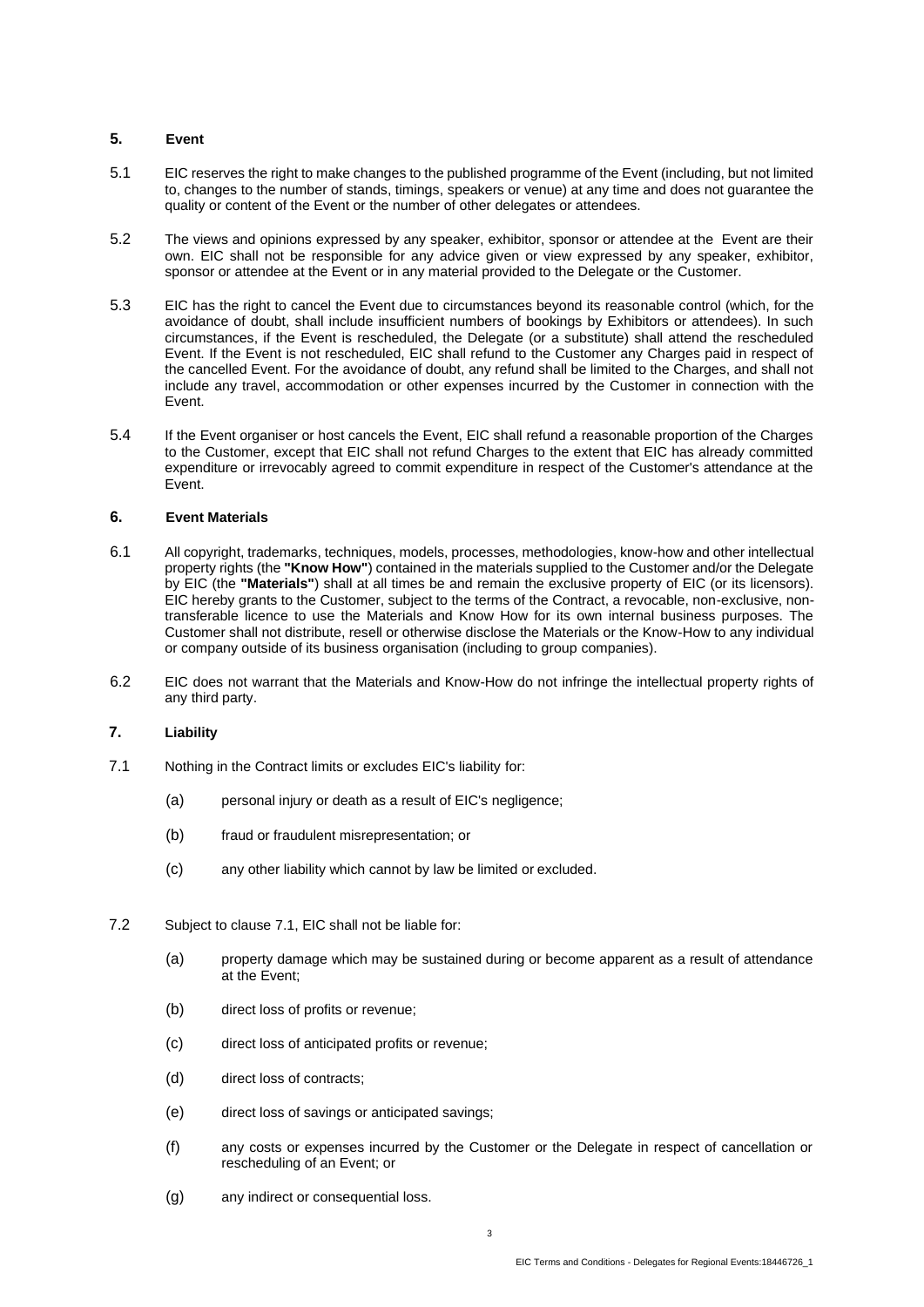## 5. Event

5.1 EIC reserves the right to make changes to the published programme of the Event (including, but not limited to, changes to the number of stands, timings, speakers or venue) at any time and does not guarantee the quality or content of the Event or the number of other delegates or attendees.

5.2 The views and opinions expressed by any speaker, exhibitor, sponsor or attendee at the Event are their own. EIC shall not be responsible for any advice given or view expressed by any speaker, exhibitor, sponsor or attendee at the Event or in any material provided to the Delegate or the Customer.

5.3 EIC has the right to cancel the Event due to circumstances beyond its reasonable control (which, for the avoidance of doubt, shall include insufficient numbers of bookings by Exhibitors or attendees). In such circumstances, if the Event is rescheduled, the Delegate (or a substitute) shall attend the rescheduled Event. If the Event is not rescheduled, EIC shall refund to the Customer any Charges paid in respect of the cancelled Event. For the avoidance of doubt, any refund shall be limited to the Charges, and shall not include any travel, accommodation or other expenses incurred by the Customer in connection with the Event.

5.4 If the Event organiser or host cancels the Event, EIC shall refund a reasonable proportion of the Charges to the Customer, except that EIC shall not refund Charges to the extent that EIC has already committed expenditure or irrevocably agreed to commit expenditure in respect of the Customer's attendance at the Event.

## 6. Event Materials

6.1 All copyright, trademarks, techniques, models, processes, methodologies, know-how and other intellectual property rights (the **"Know How"**) contained in the materials supplied to the Customer and/or the Delegate by EIC (the **"Materials"**) shall at all times be and remain the exclusive property of EIC (or its licensors). EIC hereby grants to the Customer, subject to the terms of the Contract, a revocable, non-exclusive, non-transferable licence to use the Materials and Know How for its own internal business purposes. The Customer shall not distribute, resell or otherwise disclose the Materials or the Know-How to any individual or company outside of its business organisation (including to group companies).

6.2 EIC does not warrant that the Materials and Know-How do not infringe the intellectual property rights of any third party.

## 7. Liability

7.1 Nothing in the Contract limits or excludes EIC's liability for:

(a) personal injury or death as a result of EIC's negligence;

(b) fraud or fraudulent misrepresentation; or

(c) any other liability which cannot by law be limited or excluded.

7.2 Subject to clause 7.1, EIC shall not be liable for:

(a) property damage which may be sustained during or become apparent as a result of attendance at the Event;

(b) direct loss of profits or revenue;

(c) direct loss of anticipated profits or revenue;

(d) direct loss of contracts;

(e) direct loss of savings or anticipated savings;

(f) any costs or expenses incurred by the Customer or the Delegate in respect of cancellation or rescheduling of an Event; or

(g) any indirect or consequential loss.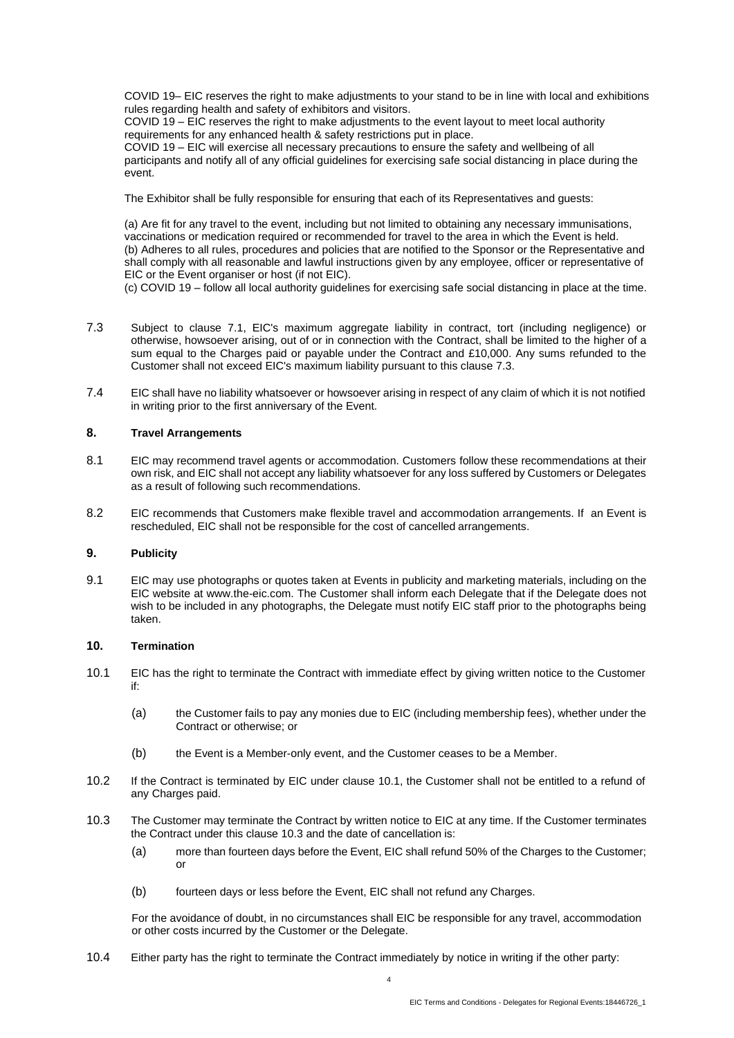COVID 19– EIC reserves the right to make adjustments to your stand to be in line with local and exhibitions rules regarding health and safety of exhibitors and visitors.
COVID 19 – EIC reserves the right to make adjustments to the event layout to meet local authority requirements for any enhanced health & safety restrictions put in place.
COVID 19 – EIC will exercise all necessary precautions to ensure the safety and wellbeing of all participants and notify all of any official guidelines for exercising safe social distancing in place during the event.

The Exhibitor shall be fully responsible for ensuring that each of its Representatives and guests:

(a) Are fit for any travel to the event, including but not limited to obtaining any necessary immunisations, vaccinations or medication required or recommended for travel to the area in which the Event is held.
(b) Adheres to all rules, procedures and policies that are notified to the Sponsor or the Representative and shall comply with all reasonable and lawful instructions given by any employee, officer or representative of EIC or the Event organiser or host (if not EIC).
(c) COVID 19 – follow all local authority guidelines for exercising safe social distancing in place at the time.

7.3 Subject to clause 7.1, EIC's maximum aggregate liability in contract, tort (including negligence) or otherwise, howsoever arising, out of or in connection with the Contract, shall be limited to the higher of a sum equal to the Charges paid or payable under the Contract and £10,000. Any sums refunded to the Customer shall not exceed EIC's maximum liability pursuant to this clause 7.3.

7.4 EIC shall have no liability whatsoever or howsoever arising in respect of any claim of which it is not notified in writing prior to the first anniversary of the Event.

## 8. Travel Arrangements

8.1 EIC may recommend travel agents or accommodation. Customers follow these recommendations at their own risk, and EIC shall not accept any liability whatsoever for any loss suffered by Customers or Delegates as a result of following such recommendations.

8.2 EIC recommends that Customers make flexible travel and accommodation arrangements. If an Event is rescheduled, EIC shall not be responsible for the cost of cancelled arrangements.

## 9. Publicity

9.1 EIC may use photographs or quotes taken at Events in publicity and marketing materials, including on the EIC website at www.the-eic.com. The Customer shall inform each Delegate that if the Delegate does not wish to be included in any photographs, the Delegate must notify EIC staff prior to the photographs being taken.

## 10. Termination

10.1 EIC has the right to terminate the Contract with immediate effect by giving written notice to the Customer if:

(a) the Customer fails to pay any monies due to EIC (including membership fees), whether under the Contract or otherwise; or

(b) the Event is a Member-only event, and the Customer ceases to be a Member.

10.2 If the Contract is terminated by EIC under clause 10.1, the Customer shall not be entitled to a refund of any Charges paid.

10.3 The Customer may terminate the Contract by written notice to EIC at any time. If the Customer terminates the Contract under this clause 10.3 and the date of cancellation is:

(a) more than fourteen days before the Event, EIC shall refund 50% of the Charges to the Customer; or

(b) fourteen days or less before the Event, EIC shall not refund any Charges.

For the avoidance of doubt, in no circumstances shall EIC be responsible for any travel, accommodation or other costs incurred by the Customer or the Delegate.

10.4 Either party has the right to terminate the Contract immediately by notice in writing if the other party: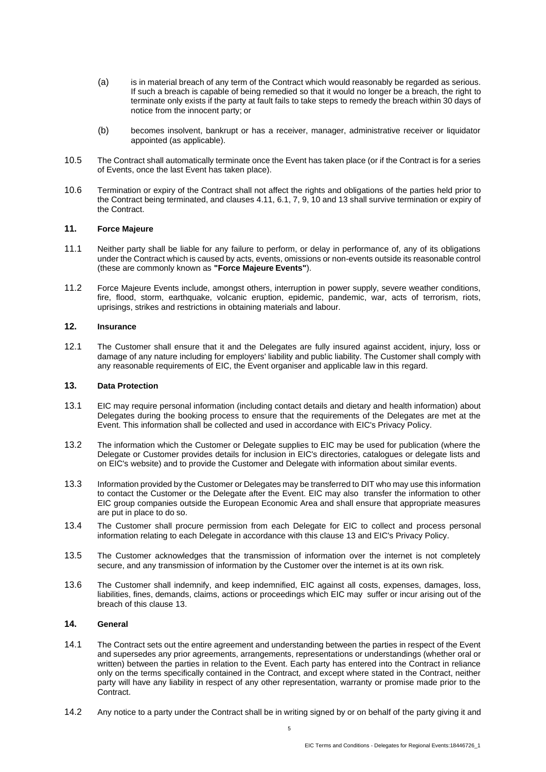(a) is in material breach of any term of the Contract which would reasonably be regarded as serious. If such a breach is capable of being remedied so that it would no longer be a breach, the right to terminate only exists if the party at fault fails to take steps to remedy the breach within 30 days of notice from the innocent party; or

(b) becomes insolvent, bankrupt or has a receiver, manager, administrative receiver or liquidator appointed (as applicable).

10.5 The Contract shall automatically terminate once the Event has taken place (or if the Contract is for a series of Events, once the last Event has taken place).

10.6 Termination or expiry of the Contract shall not affect the rights and obligations of the parties held prior to the Contract being terminated, and clauses 4.11, 6.1, 7, 9, 10 and 13 shall survive termination or expiry of the Contract.

## 11. Force Majeure

11.1 Neither party shall be liable for any failure to perform, or delay in performance of, any of its obligations under the Contract which is caused by acts, events, omissions or non-events outside its reasonable control (these are commonly known as **"Force Majeure Events"**).

11.2 Force Majeure Events include, amongst others, interruption in power supply, severe weather conditions, fire, flood, storm, earthquake, volcanic eruption, epidemic, pandemic, war, acts of terrorism, riots, uprisings, strikes and restrictions in obtaining materials and labour.

## 12. Insurance

12.1 The Customer shall ensure that it and the Delegates are fully insured against accident, injury, loss or damage of any nature including for employers' liability and public liability. The Customer shall comply with any reasonable requirements of EIC, the Event organiser and applicable law in this regard.

## 13. Data Protection

13.1 EIC may require personal information (including contact details and dietary and health information) about Delegates during the booking process to ensure that the requirements of the Delegates are met at the Event. This information shall be collected and used in accordance with EIC's Privacy Policy.

13.2 The information which the Customer or Delegate supplies to EIC may be used for publication (where the Delegate or Customer provides details for inclusion in EIC's directories, catalogues or delegate lists and on EIC's website) and to provide the Customer and Delegate with information about similar events.

13.3 Information provided by the Customer or Delegates may be transferred to DIT who may use this information to contact the Customer or the Delegate after the Event. EIC may also transfer the information to other EIC group companies outside the European Economic Area and shall ensure that appropriate measures are put in place to do so.

13.4 The Customer shall procure permission from each Delegate for EIC to collect and process personal information relating to each Delegate in accordance with this clause 13 and EIC's Privacy Policy.

13.5 The Customer acknowledges that the transmission of information over the internet is not completely secure, and any transmission of information by the Customer over the internet is at its own risk.

13.6 The Customer shall indemnify, and keep indemnified, EIC against all costs, expenses, damages, loss, liabilities, fines, demands, claims, actions or proceedings which EIC may suffer or incur arising out of the breach of this clause 13.

## 14. General

14.1 The Contract sets out the entire agreement and understanding between the parties in respect of the Event and supersedes any prior agreements, arrangements, representations or understandings (whether oral or written) between the parties in relation to the Event. Each party has entered into the Contract in reliance only on the terms specifically contained in the Contract, and except where stated in the Contract, neither party will have any liability in respect of any other representation, warranty or promise made prior to the Contract.

14.2 Any notice to a party under the Contract shall be in writing signed by or on behalf of the party giving it and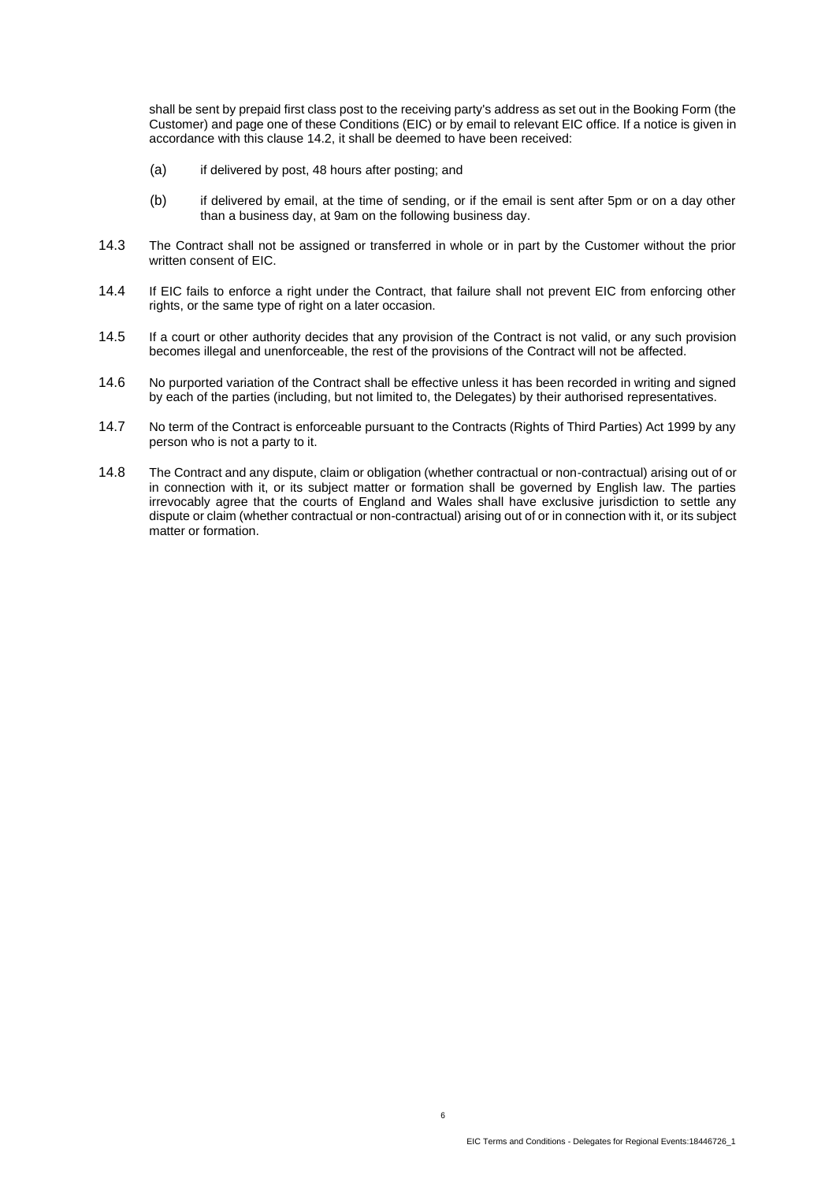shall be sent by prepaid first class post to the receiving party's address as set out in the Booking Form (the Customer) and page one of these Conditions (EIC) or by email to relevant EIC office. If a notice is given in accordance with this clause 14.2, it shall be deemed to have been received:

(a) if delivered by post, 48 hours after posting; and

(b) if delivered by email, at the time of sending, or if the email is sent after 5pm or on a day other than a business day, at 9am on the following business day.

14.3 The Contract shall not be assigned or transferred in whole or in part by the Customer without the prior written consent of EIC.

14.4 If EIC fails to enforce a right under the Contract, that failure shall not prevent EIC from enforcing other rights, or the same type of right on a later occasion.

14.5 If a court or other authority decides that any provision of the Contract is not valid, or any such provision becomes illegal and unenforceable, the rest of the provisions of the Contract will not be affected.

14.6 No purported variation of the Contract shall be effective unless it has been recorded in writing and signed by each of the parties (including, but not limited to, the Delegates) by their authorised representatives.

14.7 No term of the Contract is enforceable pursuant to the Contracts (Rights of Third Parties) Act 1999 by any person who is not a party to it.

14.8 The Contract and any dispute, claim or obligation (whether contractual or non-contractual) arising out of or in connection with it, or its subject matter or formation shall be governed by English law. The parties irrevocably agree that the courts of England and Wales shall have exclusive jurisdiction to settle any dispute or claim (whether contractual or non-contractual) arising out of or in connection with it, or its subject matter or formation.